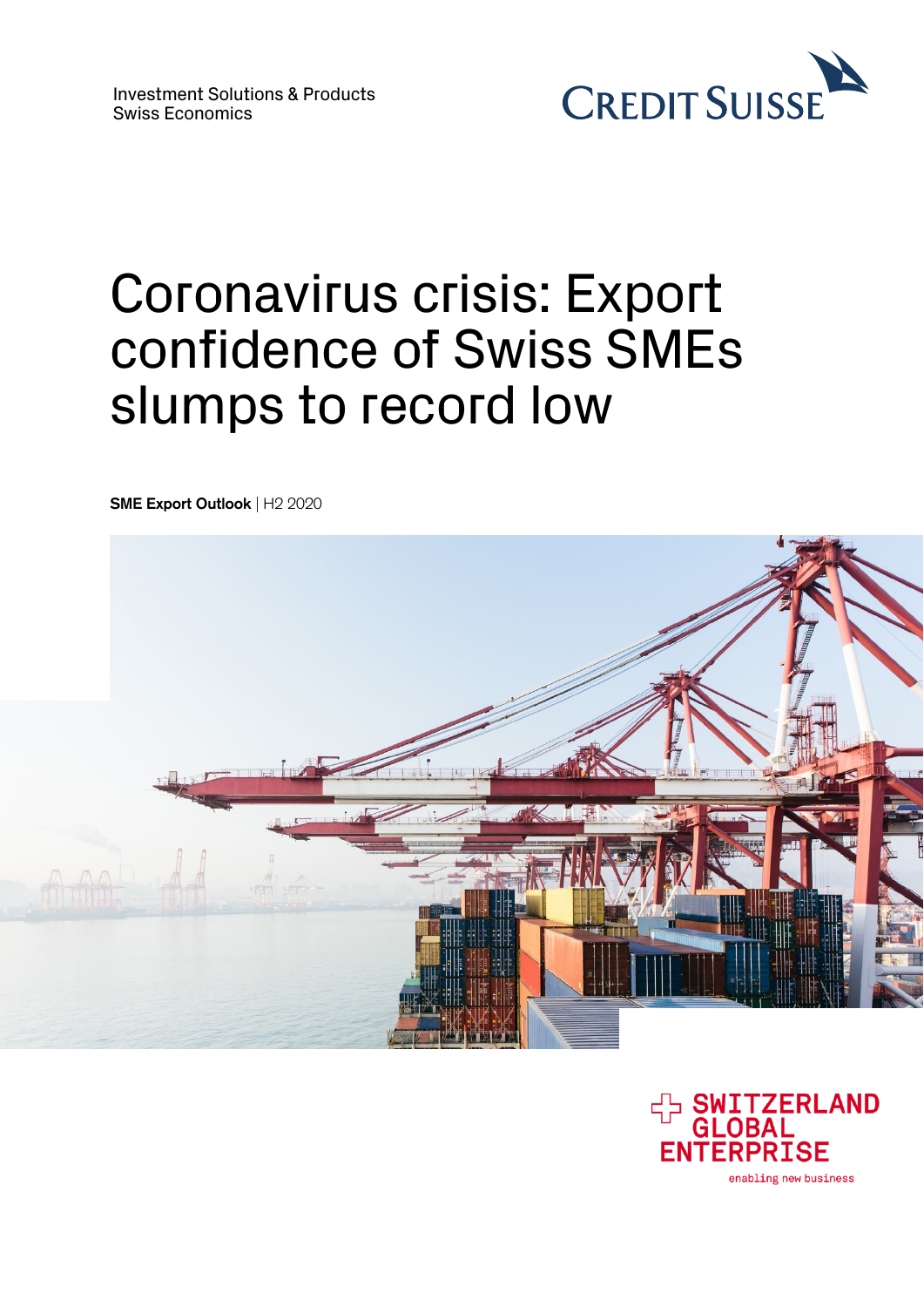Investment Solutions & Products
Swiss Economics

CREDIT SUISSE

# Coronavirus crisis: Export confidence of Swiss SMEs slumps to record low

**SME Export Outlook** | H2 2020

SWITZERLAND GLOBAL ENTERPRISE
enabling new business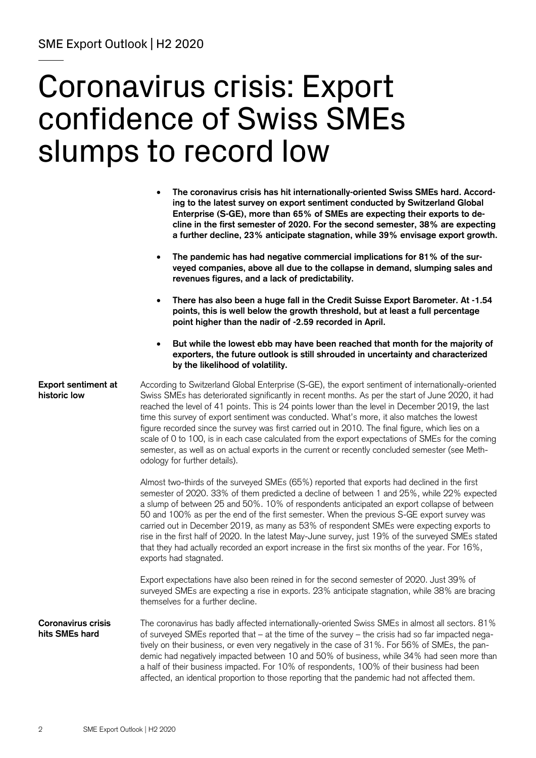# Coronavirus crisis: Export confidence of Swiss SMEs slumps to record low

- **The coronavirus crisis has hit internationally-oriented Swiss SMEs hard. According to the latest survey on export sentiment conducted by Switzerland Global Enterprise (S-GE), more than 65% of SMEs are expecting their exports to decline in the first semester of 2020. For the second semester, 38% are expecting a further decline, 23% anticipate stagnation, while 39% envisage export growth.**
- **The pandemic has had negative commercial implications for 81% of the surveyed companies, above all due to the collapse in demand, slumping sales and revenues figures, and a lack of predictability.**
- **There has also been a huge fall in the Credit Suisse Export Barometer. At -1.54 points, this is well below the growth threshold, but at least a full percentage point higher than the nadir of -2.59 recorded in April.**
- **But while the lowest ebb may have been reached that month for the majority of exporters, the future outlook is still shrouded in uncertainty and characterized by the likelihood of volatility.**

**Export sentiment at historic low**

According to Switzerland Global Enterprise (S-GE), the export sentiment of internationally-oriented Swiss SMEs has deteriorated significantly in recent months. As per the start of June 2020, it had reached the level of 41 points. This is 24 points lower than the level in December 2019, the last time this survey of export sentiment was conducted. What's more, it also matches the lowest figure recorded since the survey was first carried out in 2010. The final figure, which lies on a scale of 0 to 100, is in each case calculated from the export expectations of SMEs for the coming semester, as well as on actual exports in the current or recently concluded semester (see Methodology for further details).

Almost two-thirds of the surveyed SMEs (65%) reported that exports had declined in the first semester of 2020. 33% of them predicted a decline of between 1 and 25%, while 22% expected a slump of between 25 and 50%. 10% of respondents anticipated an export collapse of between 50 and 100% as per the end of the first semester. When the previous S-GE export survey was carried out in December 2019, as many as 53% of respondent SMEs were expecting exports to rise in the first half of 2020. In the latest May-June survey, just 19% of the surveyed SMEs stated that they had actually recorded an export increase in the first six months of the year. For 16%, exports had stagnated.

Export expectations have also been reined in for the second semester of 2020. Just 39% of surveyed SMEs are expecting a rise in exports. 23% anticipate stagnation, while 38% are bracing themselves for a further decline.

**Coronavirus crisis hits SMEs hard**

The coronavirus has badly affected internationally-oriented Swiss SMEs in almost all sectors. 81% of surveyed SMEs reported that – at the time of the survey – the crisis had so far impacted negatively on their business, or even very negatively in the case of 31%. For 56% of SMEs, the pandemic had negatively impacted between 10 and 50% of business, while 34% has seen more than a half of their business impacted. For 10% of respondents, 100% of their business had been affected, an identical proportion to those reporting that the pandemic had not affected them.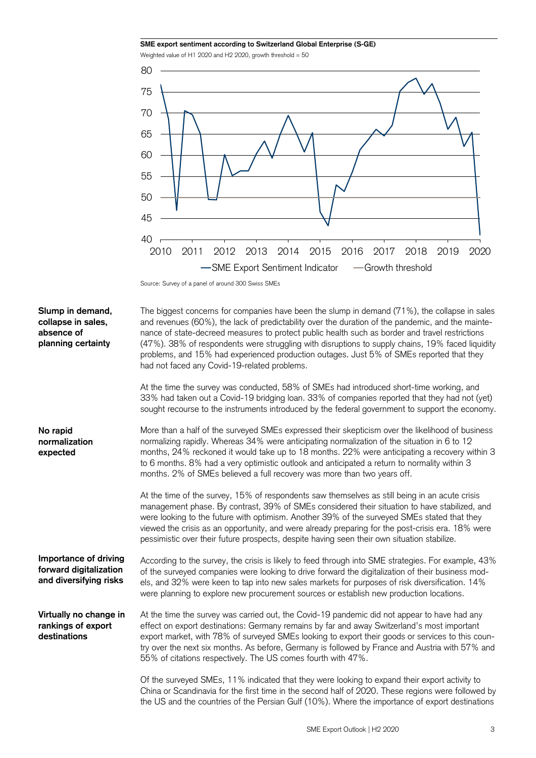**SME export sentiment according to Switzerland Global Enterprise (S-GE)**

Weighted value of H1 2020 and H2 2020, growth threshold = 50

—SME Export Sentiment Indicator —Growth threshold

Source: Survey of a panel of around 300 Swiss SMEs

**Slump in demand, collapse in sales, absence of planning certainty**

The biggest concerns for companies have been the slump in demand (71%), the collapse in sales and revenues (60%), the lack of predictability over the duration of the pandemic, and the maintenance of state-decreed measures to protect public health such as border and travel restrictions (47%). 38% of respondents were struggling with disruptions to supply chains, 19% faced liquidity problems, and 15% had experienced production outages. Just 5% of SMEs reported that they had not faced any Covid-19-related problems.

At the time the survey was conducted, 58% of SMEs had introduced short-time working, and 33% had taken out a Covid-19 bridging loan. 33% of companies reported that they had not (yet) sought recourse to the instruments introduced by the federal government to support the economy.

**No rapid normalization expected**

More than a half of the surveyed SMEs expressed their skepticism over the likelihood of business normalizing rapidly. Whereas 34% were anticipating normalization of the situation in 6 to 12 months, 24% reckoned it would take up to 18 months. 22% were anticipating a recovery within 3 to 6 months. 8% had a very optimistic outlook and anticipated a return to normality within 3 months. 2% of SMEs believed a full recovery was more than two years off.

At the time of the survey, 15% of respondents saw themselves as still being in an acute crisis management phase. By contrast, 39% of SMEs considered their situation to have stabilized, and were looking to the future with optimism. Another 39% of the surveyed SMEs stated that they viewed the crisis as an opportunity, and were already preparing for the post-crisis era. 18% were pessimistic over their future prospects, despite having seen their own situation stabilize.

**Importance of driving forward digitalization and diversifying risks**

According to the survey, the crisis is likely to feed through into SME strategies. For example, 43% of the surveyed companies were looking to drive forward the digitalization of their business models, and 32% were keen to tap into new sales markets for purposes of risk diversification. 14% were planning to explore new procurement sources or establish new production locations.

**Virtually no change in rankings of export destinations**

At the time the survey was carried out, the Covid-19 pandemic did not appear to have had any effect on export destinations: Germany remains by far and away Switzerland's most important export market, with 78% of surveyed SMEs looking to export their goods or services to this country over the next six months. As before, Germany is followed by France and Austria with 57% and 55% of citations respectively. The US comes fourth with 47%.

Of the surveyed SMEs, 11% indicated that they were looking to expand their export activity to China or Scandinavia for the first time in the second half of 2020. These regions were followed by the US and the countries of the Persian Gulf (10%). Where the importance of export destinations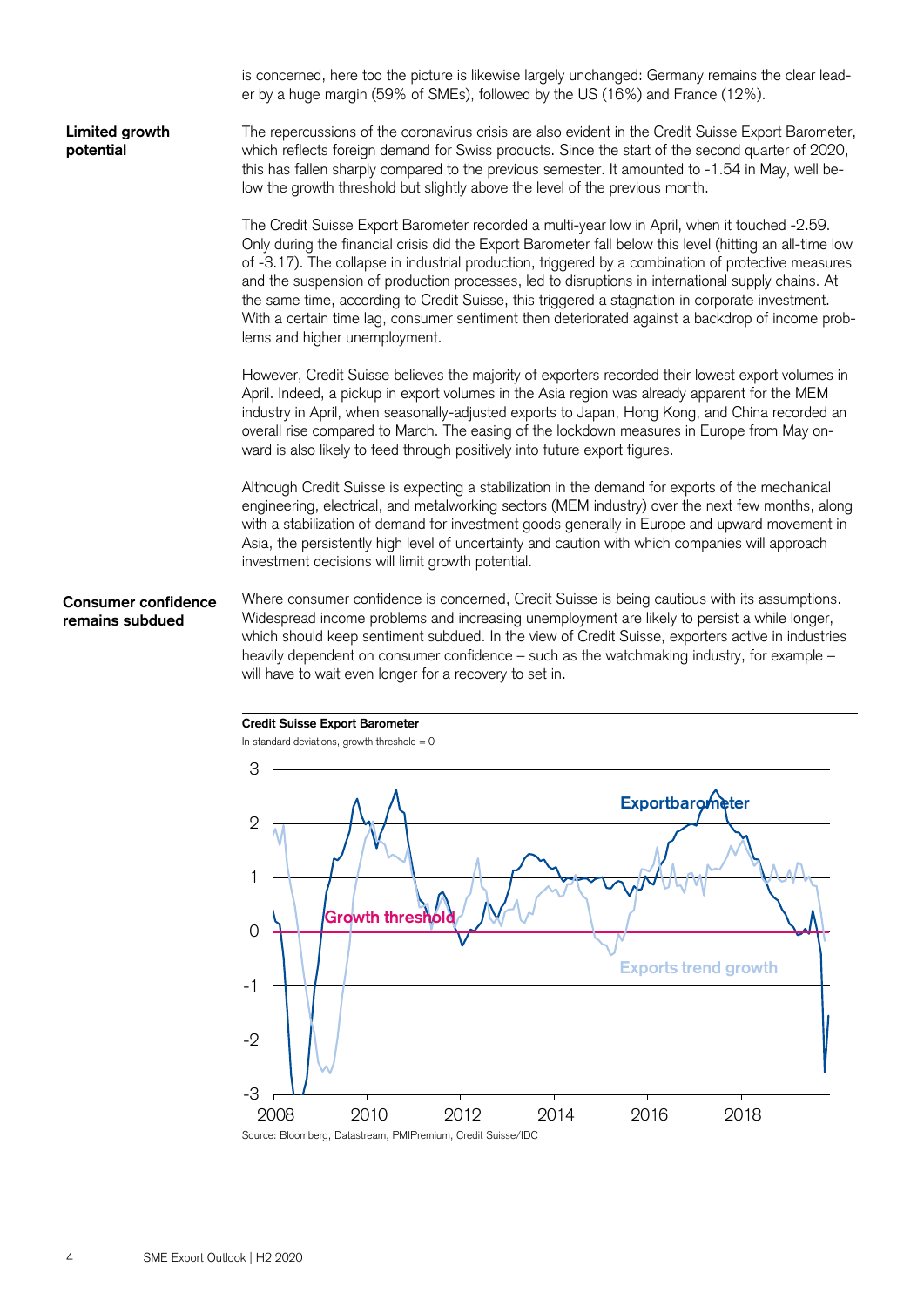is concerned, here too the picture is likewise largely unchanged: Germany remains the clear leader by a huge margin (59% of SMEs), followed by the US (16%) and France (12%).

**Limited growth potential**

The repercussions of the coronavirus crisis are also evident in the Credit Suisse Export Barometer, which reflects foreign demand for Swiss products. Since the start of the second quarter of 2020, this has fallen sharply compared to the previous semester. It amounted to -1.54 in May, well below the growth threshold but slightly above the level of the previous month.

The Credit Suisse Export Barometer recorded a multi-year low in April, when it touched -2.59. Only during the financial crisis did the Export Barometer fall below this level (hitting an all-time low of -3.17). The collapse in industrial production, triggered by a combination of protective measures and the suspension of production processes, led to disruptions in international supply chains. At the same time, according to Credit Suisse, this triggered a stagnation in corporate investment. With a certain time lag, consumer sentiment then deteriorated against a backdrop of income problems and higher unemployment.

However, Credit Suisse believes the majority of exporters recorded their lowest export volumes in April. Indeed, a pickup in export volumes in the Asia region was already apparent for the MEM industry in April, when seasonally-adjusted exports to Japan, Hong Kong, and China recorded an overall rise compared to March. The easing of the lockdown measures in Europe from May onward is also likely to feed through positively into future export figures.

Although Credit Suisse is expecting a stabilization in the demand for exports of the mechanical engineering, electrical, and metalworking sectors (MEM industry) over the next few months, along with a stabilization of demand for investment goods generally in Europe and upward movement in Asia, the persistently high level of uncertainty and caution with which companies will approach investment decisions will limit growth potential.

**Consumer confidence remains subdued**

Where consumer confidence is concerned, Credit Suisse is being cautious with its assumptions. Widespread income problems and increasing unemployment are likely to persist a while longer, which should keep sentiment subdued. In the view of Credit Suisse, exporters active in industries heavily dependent on consumer confidence – such as the watchmaking industry, for example – will have to wait even longer for a recovery to set in.

**Credit Suisse Export Barometer**

In standard deviations, growth threshold = 0

Source: Bloomberg, Datastream, PMIPremium, Credit Suisse/IDC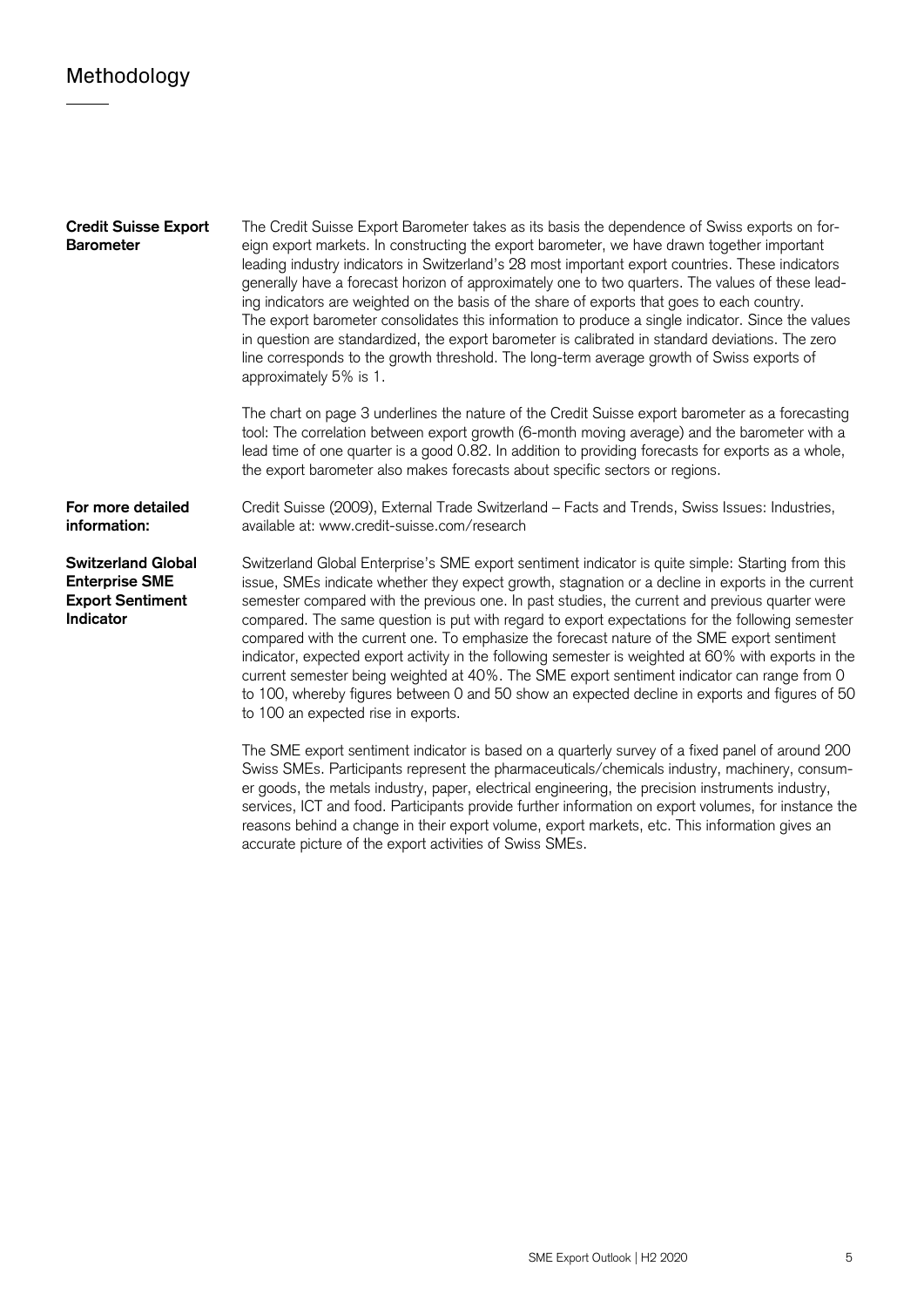# Methodology

**Credit Suisse Export Barometer**

The Credit Suisse Export Barometer takes as its basis the dependence of Swiss exports on foreign export markets. In constructing the export barometer, we have drawn together important leading industry indicators in Switzerland's 28 most important export countries. These indicators generally have a forecast horizon of approximately one to two quarters. The values of these leading indicators are weighted on the basis of the share of exports that goes to each country. The export barometer consolidates this information to produce a single indicator. Since the values in question are standardized, the export barometer is calibrated in standard deviations. The zero line corresponds to the growth threshold. The long-term average growth of Swiss exports of approximately 5% is 1.

The chart on page 3 underlines the nature of the Credit Suisse export barometer as a forecasting tool: The correlation between export growth (6-month moving average) and the barometer with a lead time of one quarter is a good 0.82. In addition to providing forecasts for exports as a whole, the export barometer also makes forecasts about specific sectors or regions.

**For more detailed information:**

Credit Suisse (2009), External Trade Switzerland – Facts and Trends, Swiss Issues: Industries, available at: www.credit-suisse.com/research

**Switzerland Global Enterprise SME Export Sentiment Indicator**

Switzerland Global Enterprise's SME export sentiment indicator is quite simple: Starting from this issue, SMEs indicate whether they expect growth, stagnation or a decline in exports in the current semester compared with the previous one. In past studies, the current and previous quarter were compared. The same question is put with regard to export expectations for the following semester compared with the current one. To emphasize the forecast nature of the SME export sentiment indicator, expected export activity in the following semester is weighted at 60% with exports in the current semester being weighted at 40%. The SME export sentiment indicator can range from 0 to 100, whereby figures between 0 and 50 show an expected decline in exports and figures of 50 to 100 an expected rise in exports.

The SME export sentiment indicator is based on a quarterly survey of a fixed panel of around 200 Swiss SMEs. Participants represent the pharmaceuticals/chemicals industry, machinery, consumer goods, the metals industry, paper, electrical engineering, the precision instruments industry, services, ICT and food. Participants provide further information on export volumes, for instance the reasons behind a change in their export volume, export markets, etc. This information gives an accurate picture of the export activities of Swiss SMEs.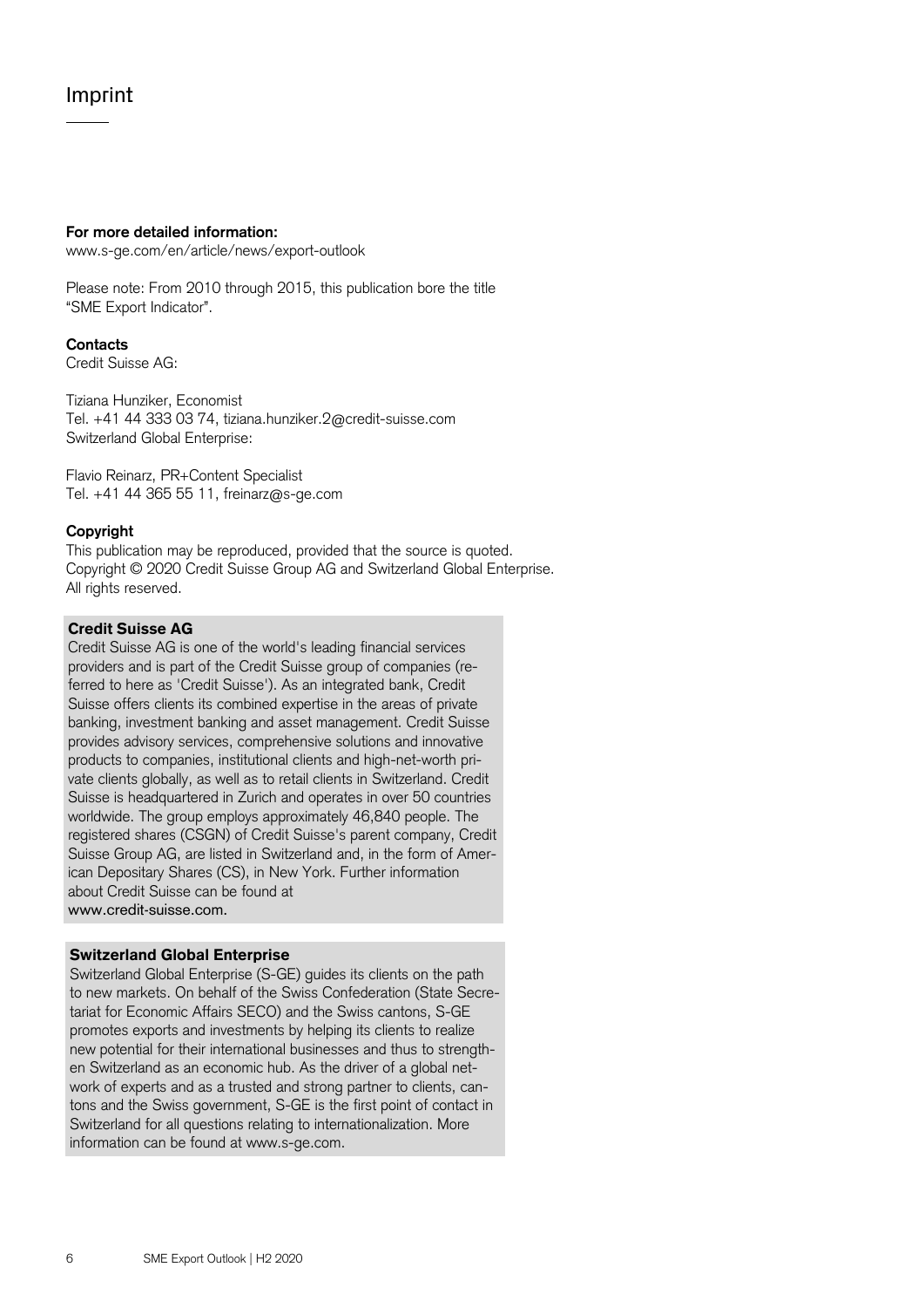# Imprint

**For more detailed information:**
www.s-ge.com/en/article/news/export-outlook

Please note: From 2010 through 2015, this publication bore the title "SME Export Indicator".

**Contacts**
Credit Suisse AG:

Tiziana Hunziker, Economist
Tel. +41 44 333 03 74, tiziana.hunziker.2@credit-suisse.com
Switzerland Global Enterprise:

Flavio Reinarz, PR+Content Specialist
Tel. +41 44 365 55 11, freinarz@s-ge.com

**Copyright**
This publication may be reproduced, provided that the source is quoted.
Copyright © 2020 Credit Suisse Group AG and Switzerland Global Enterprise.
All rights reserved.

**Credit Suisse AG**
Credit Suisse AG is one of the world's leading financial services providers and is part of the Credit Suisse group of companies (referred to here as 'Credit Suisse'). As an integrated bank, Credit Suisse offers clients its combined expertise in the areas of private banking, investment banking and asset management. Credit Suisse provides advisory services, comprehensive solutions and innovative products to companies, institutional clients and high-net-worth private clients globally, as well as to retail clients in Switzerland. Credit Suisse is headquartered in Zurich and operates in over 50 countries worldwide. The group employs approximately 46,840 people. The registered shares (CSGN) of Credit Suisse's parent company, Credit Suisse Group AG, are listed in Switzerland and, in the form of American Depositary Shares (CS), in New York. Further information about Credit Suisse can be found at
www.credit-suisse.com.

**Switzerland Global Enterprise**
Switzerland Global Enterprise (S-GE) guides its clients on the path to new markets. On behalf of the Swiss Confederation (State Secretariat for Economic Affairs SECO) and the Swiss cantons, S-GE promotes exports and investments by helping its clients to realize new potential for their international businesses and thus to strengthen Switzerland as an economic hub. As the driver of a global network of experts and as a trusted and strong partner to clients, cantons and the Swiss government, S-GE is the first point of contact in Switzerland for all questions relating to internationalization. More information can be found at www.s-ge.com.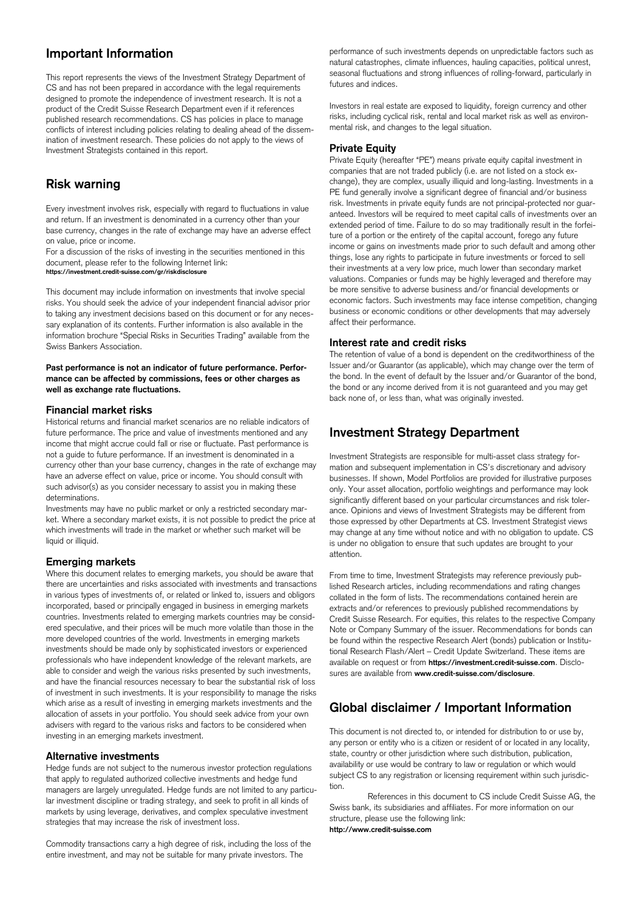## Important Information

This report represents the views of the Investment Strategy Department of CS and has not been prepared in accordance with the legal requirements designed to promote the independence of investment research. It is not a product of the Credit Suisse Research Department even if it references published research recommendations. CS has policies in place to manage conflicts of interest including policies relating to dealing ahead of the dissemination of investment research. These policies do not apply to the views of Investment Strategists contained in this report.

## Risk warning

Every investment involves risk, especially with regard to fluctuations in value and return. If an investment is denominated in a currency other than your base currency, changes in the rate of exchange may have an adverse effect on value, price or income.

For a discussion of the risks of investing in the securities mentioned in this document, please refer to the following Internet link:
**https://investment.credit-suisse.com/gr/riskdisclosure**

This document may include information on investments that involve special risks. You should seek the advice of your independent financial advisor prior to taking any investment decisions based on this document or for any necessary explanation of its contents. Further information is also available in the information brochure "Special Risks in Securities Trading" available from the Swiss Bankers Association.

**Past performance is not an indicator of future performance. Performance can be affected by commissions, fees or other charges as well as exchange rate fluctuations.**

### Financial market risks

Historical returns and financial market scenarios are no reliable indicators of future performance. The price and value of investments mentioned and any income that might accrue could fall or rise or fluctuate. Past performance is not a guide to future performance. If an investment is denominated in a currency other than your base currency, changes in the rate of exchange may have an adverse effect on value, price or income. You should consult with such advisor(s) as you consider necessary to assist you in making these determinations.

Investments may have no public market or only a restricted secondary market. Where a secondary market exists, it is not possible to predict the price at which investments will trade in the market or whether such market will be liquid or illiquid.

### Emerging markets

Where this document relates to emerging markets, you should be aware that there are uncertainties and risks associated with investments and transactions in various types of investments of, or related or linked to, issuers and obligors incorporated, based or principally engaged in business in emerging markets countries. Investments related to emerging markets countries may be considered speculative, and their prices will be much more volatile than those in the more developed countries of the world. Investments in emerging markets investments should be made only by sophisticated investors or experienced professionals who have independent knowledge of the relevant markets, are able to consider and weigh the various risks presented by such investments, and have the financial resources necessary to bear the substantial risk of loss of investment in such investments. It is your responsibility to manage the risks which arise as a result of investing in emerging markets investments and the allocation of assets in your portfolio. You should seek advice from your own advisers with regard to the various risks and factors to be considered when investing in an emerging markets investment.

### Alternative investments

Hedge funds are not subject to the numerous investor protection regulations that apply to regulated authorized collective investments and hedge fund managers are largely unregulated. Hedge funds are not limited to any particular investment discipline or trading strategy, and seek to profit in all kinds of markets by using leverage, derivatives, and complex speculative investment strategies that may increase the risk of investment loss.

Commodity transactions carry a high degree of risk, including the loss of the entire investment, and may not be suitable for many private investors. The performance of such investments depends on unpredictable factors such as natural catastrophes, climate influences, hauling capacities, political unrest, seasonal fluctuations and strong influences of rolling-forward, particularly in futures and indices.

Investors in real estate are exposed to liquidity, foreign currency and other risks, including cyclical risk, rental and local market risk as well as environmental risk, and changes to the legal situation.

### Private Equity

Private Equity (hereafter "PE") means private equity capital investment in companies that are not traded publicly (i.e. are not listed on a stock exchange), they are complex, usually illiquid and long-lasting. Investments in a PE fund generally involve a significant degree of financial and/or business risk. Investments in private equity funds are not principal-protected nor guaranteed. Investors will be required to meet capital calls of investments over an extended period of time. Failure to do so may traditionally result in the forfeiture of a portion or the entirety of the capital account, forego any future income or gains on investments made prior to such default and among other things, lose any rights to participate in future investments or forced to sell their investments at a very low price, much lower than secondary market valuations. Companies or funds may be highly leveraged and therefore may be more sensitive to adverse business and/or financial developments or economic factors. Such investments may face intense competition, changing business or economic conditions or other developments that may adversely affect their performance.

### Interest rate and credit risks

The retention of value of a bond is dependent on the creditworthiness of the Issuer and/or Guarantor (as applicable), which may change over the term of the bond. In the event of default by the Issuer and/or Guarantor of the bond, the bond or any income derived from it is not guaranteed and you may get back none of, or less than, what was originally invested.

## Investment Strategy Department

Investment Strategists are responsible for multi-asset class strategy formation and subsequent implementation in CS's discretionary and advisory businesses. If shown, Model Portfolios are provided for illustrative purposes only. Your asset allocation, portfolio weightings and performance may look significantly different based on your particular circumstances and risk tolerance. Opinions and views of Investment Strategists may be different from those expressed by other Departments at CS. Investment Strategist views may change at any time without notice and with no obligation to update. CS is under no obligation to ensure that such updates are brought to your attention.

From time to time, Investment Strategists may reference previously published Research articles, including recommendations and rating changes collated in the form of lists. The recommendations contained herein are extracts and/or references to previously published recommendations by Credit Suisse Research. For equities, this relates to the respective Company Note or Company Summary of the issuer. Recommendations for bonds can be found within the respective Research Alert (bonds) publication or Institutional Research Flash/Alert – Credit Update Switzerland. These items are available on request or from **https://investment.credit-suisse.com**. Disclosures are available from **www.credit-suisse.com/disclosure**.

## Global disclaimer / Important Information

This document is not directed to, or intended for distribution to or use by, any person or entity who is a citizen or resident of or located in any locality, state, country or other jurisdiction where such distribution, publication, availability or use would be contrary to law or regulation or which would subject CS to any registration or licensing requirement within such jurisdiction.

References in this document to CS include Credit Suisse AG, the Swiss bank, its subsidiaries and affiliates. For more information on our structure, please use the following link:
**http://www.credit-suisse.com**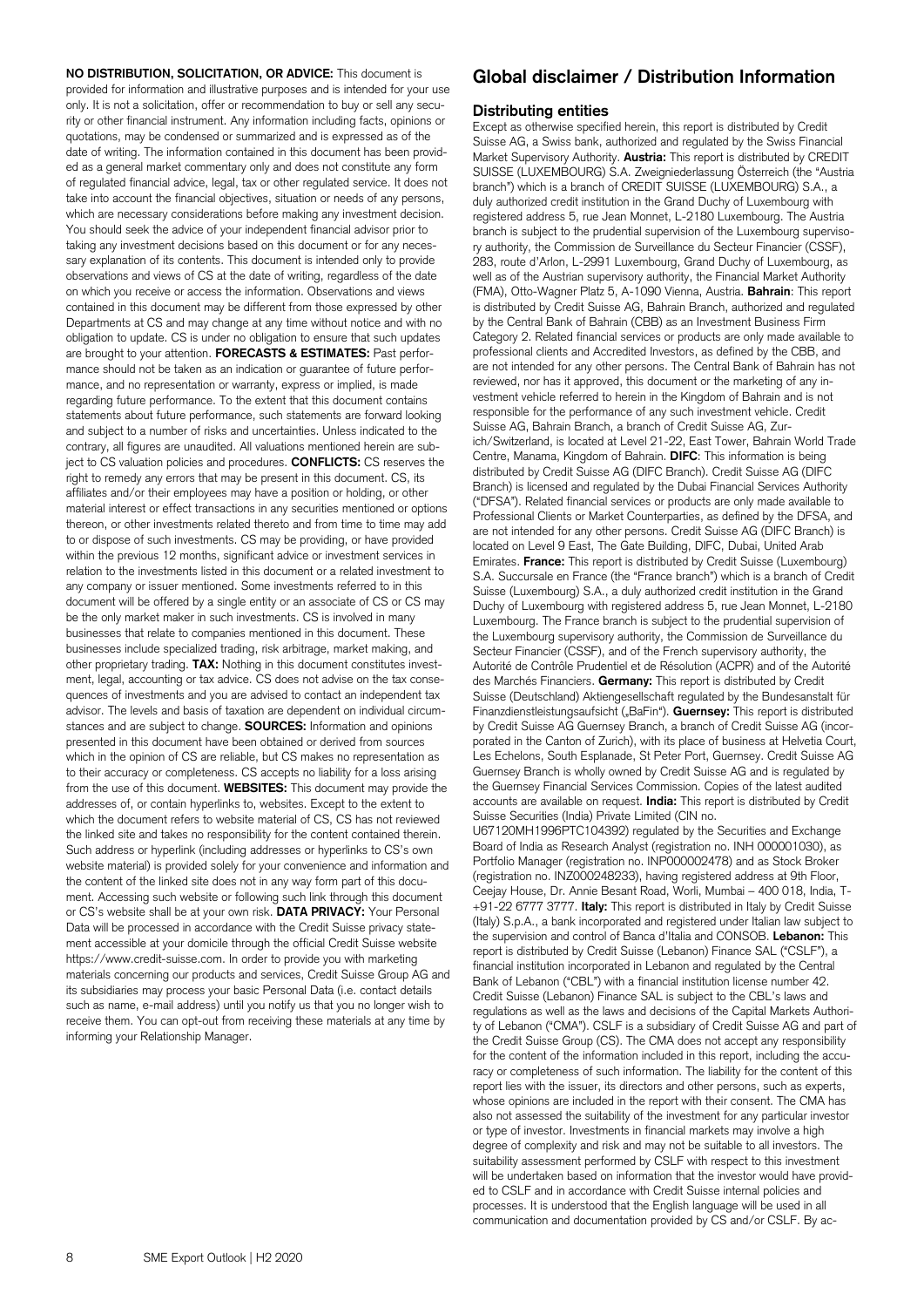**NO DISTRIBUTION, SOLICITATION, OR ADVICE:** This document is provided for information and illustrative purposes and is intended for your use only. It is not a solicitation, offer or recommendation to buy or sell any security or other financial instrument. Any information including facts, opinions or quotations, may be condensed or summarized and is expressed as of the date of writing. The information contained in this document has been provided as a general market commentary only and does not constitute any form of regulated financial advice, legal, tax or other regulated service. It does not take into account the financial objectives, situation or needs of any persons, which are necessary considerations before making any investment decision. You should seek the advice of your independent financial advisor prior to taking any investment decisions based on this document or for any necessary explanation of its contents. This document is intended only to provide observations and views of CS at the date of writing, regardless of the date on which you receive or access the information. Observations and views contained in this document may be different from those expressed by other Departments at CS and may change at any time without notice and with no obligation to update. CS is under no obligation to ensure that such updates are brought to your attention. **FORECASTS & ESTIMATES:** Past performance should not be taken as an indication or guarantee of future performance, and no representation or warranty, express or implied, is made regarding future performance. To the extent that this document contains statements about future performance, such statements are forward looking and subject to a number of risks and uncertainties. Unless indicated to the contrary, all figures are unaudited. All valuations mentioned herein are subject to CS valuation policies and procedures. **CONFLICTS:** CS reserves the right to remedy any errors that may be present in this document. CS, its affiliates and/or their employees may have a position or holding, or other material interest or effect transactions in any securities mentioned or options thereon, or other investments related thereto and from time to time may add to or dispose of such investments. CS may be providing, or have provided within the previous 12 months, significant advice or investment services in relation to the investments listed in this document or a related investment to any company or issuer mentioned. Some investments referred to in this document will be offered by a single entity or an associate of CS or CS may be the only market maker in such investments. CS is involved in many businesses that relate to companies mentioned in this document. These businesses include specialized trading, risk arbitrage, market making, and other proprietary trading. **TAX:** Nothing in this document constitutes investment, legal, accounting or tax advice. CS does not advise on the tax consequences of investments and you are advised to contact an independent tax advisor. The levels and basis of taxation are dependent on individual circumstances and are subject to change. **SOURCES:** Information and opinions presented in this document have been obtained or derived from sources which in the opinion of CS are reliable, but CS makes no representation as to their accuracy or completeness. CS accepts no liability for a loss arising from the use of this document. **WEBSITES:** This document may provide the addresses of, or contain hyperlinks to, websites. Except to the extent to which the document refers to website material of CS, CS has not reviewed the linked site and takes no responsibility for the content contained therein. Such address or hyperlink (including addresses or hyperlinks to CS's own website material) is provided solely for your convenience and information and the content of the linked site does not in any way form part of this document. Accessing such website or following such link through this document or CS's website shall be at your own risk. **DATA PRIVACY:** Your Personal Data will be processed in accordance with the Credit Suisse privacy statement accessible at your domicile through the official Credit Suisse website https://www.credit-suisse.com. In order to provide you with marketing materials concerning our products and services, Credit Suisse Group AG and its subsidiaries may process your basic Personal Data (i.e. contact details such as name, e-mail address) until you notify us that you no longer wish to receive them. You can opt-out from receiving these materials at any time by informing your Relationship Manager.

## Global disclaimer / Distribution Information

### Distributing entities

Except as otherwise specified herein, this report is distributed by Credit Suisse AG, a Swiss bank, authorized and regulated by the Swiss Financial Market Supervisory Authority. **Austria:** This report is distributed by CREDIT SUISSE (LUXEMBOURG) S.A. Zweigniederlassung Österreich (the "Austria branch") which is a branch of CREDIT SUISSE (LUXEMBOURG) S.A., a duly authorized credit institution in the Grand Duchy of Luxembourg with registered address 5, rue Jean Monnet, L-2180 Luxembourg. The Austria branch is subject to the prudential supervision of the Luxembourg supervisory authority, the Commission de Surveillance du Secteur Financier (CSSF), 283, route d'Arlon, L-2991 Luxembourg, Grand Duchy of Luxembourg, as well as of the Austrian supervisory authority, the Financial Market Authority (FMA), Otto-Wagner Platz 5, A-1090 Vienna, Austria. **Bahrain**: This report is distributed by Credit Suisse AG, Bahrain Branch, authorized and regulated by the Central Bank of Bahrain (CBB) as an Investment Business Firm Category 2. Related financial services or products are only made available to professional clients and Accredited Investors, as defined by the CBB, and are not intended for any other persons. The Central Bank of Bahrain has not reviewed, nor has it approved, this document or the marketing of any investment vehicle referred to herein in the Kingdom of Bahrain and is not responsible for the performance of any such investment vehicle. Credit Suisse AG, Bahrain Branch, a branch of Credit Suisse AG, Zurich/Switzerland, is located at Level 21-22, East Tower, Bahrain World Trade Centre, Manama, Kingdom of Bahrain. **DIFC**: This information is being distributed by Credit Suisse AG (DIFC Branch). Credit Suisse AG (DIFC Branch) is licensed and regulated by the Dubai Financial Services Authority ("DFSA"). Related financial services or products are only made available to Professional Clients or Market Counterparties, as defined by the DFSA, and are not intended for any other persons. Credit Suisse AG (DIFC Branch) is located on Level 9 East, The Gate Building, DIFC, Dubai, United Arab Emirates. **France:** This report is distributed by Credit Suisse (Luxembourg) S.A. Succursale en France (the "France branch") which is a branch of Credit Suisse (Luxembourg) S.A., a duly authorized credit institution in the Grand Duchy of Luxembourg with registered address 5, rue Jean Monnet, L-2180 Luxembourg. The France branch is subject to the prudential supervision of the Luxembourg supervisory authority, the Commission de Surveillance du Secteur Financier (CSSF), and of the French supervisory authority, the Autorité de Contrôle Prudentiel et de Résolution (ACPR) and of the Autorité des Marchés Financiers. **Germany:** This report is distributed by Credit Suisse (Deutschland) Aktiengesellschaft regulated by the Bundesanstalt für Finanzdienstleistungsaufsicht („BaFin"). **Guernsey:** This report is distributed by Credit Suisse AG Guernsey Branch, a branch of Credit Suisse AG (incorporated in the Canton of Zurich), with its place of business at Helvetia Court, Les Echelons, South Esplanade, St Peter Port, Guernsey. Credit Suisse AG Guernsey Branch is wholly owned by Credit Suisse AG and is regulated by the Guernsey Financial Services Commission. Copies of the latest audited accounts are available on request. **India:** This report is distributed by Credit Suisse Securities (India) Private Limited (CIN no. U67120MH1996PTC104392) regulated by the Securities and Exchange Board of India as Research Analyst (registration no. INH 000001030), as Portfolio Manager (registration no. INP000002478) and as Stock Broker (registration no. INZ000248233), having registered address at 9th Floor, Ceejay House, Dr. Annie Besant Road, Worli, Mumbai – 400 018, India, T- +91-22 6777 3777. **Italy:** This report is distributed in Italy by Credit Suisse (Italy) S.p.A., a bank incorporated and registered under Italian law subject to the supervision and control of Banca d'Italia and CONSOB. **Lebanon:** This report is distributed by Credit Suisse (Lebanon) Finance SAL ("CSLF"), a financial institution incorporated in Lebanon and regulated by the Central Bank of Lebanon ("CBL") with a financial institution license number 42. Credit Suisse (Lebanon) Finance SAL is subject to the CBL's laws and regulations as well as the laws and decisions of the Capital Markets Authority of Lebanon ("CMA"). CSLF is a subsidiary of Credit Suisse AG and part of the Credit Suisse Group (CS). The CMA does not accept any responsibility for the content of the information included in this report, including the accuracy or completeness of such information. The liability for the content of this report lies with the issuer, its directors and other persons, such as experts, whose opinions are included in the report with their consent. The CMA has also not assessed the suitability of the investment for any particular investor or type of investor. Investments in financial markets may involve a high degree of complexity and risk and may not be suitable to all investors. The suitability assessment performed by CSLF with respect to this investment will be undertaken based on information that the investor would have provided to CSLF and in accordance with Credit Suisse internal policies and processes. It is understood that the English language will be used in all communication and documentation provided by CS and/or CSLF. By ac-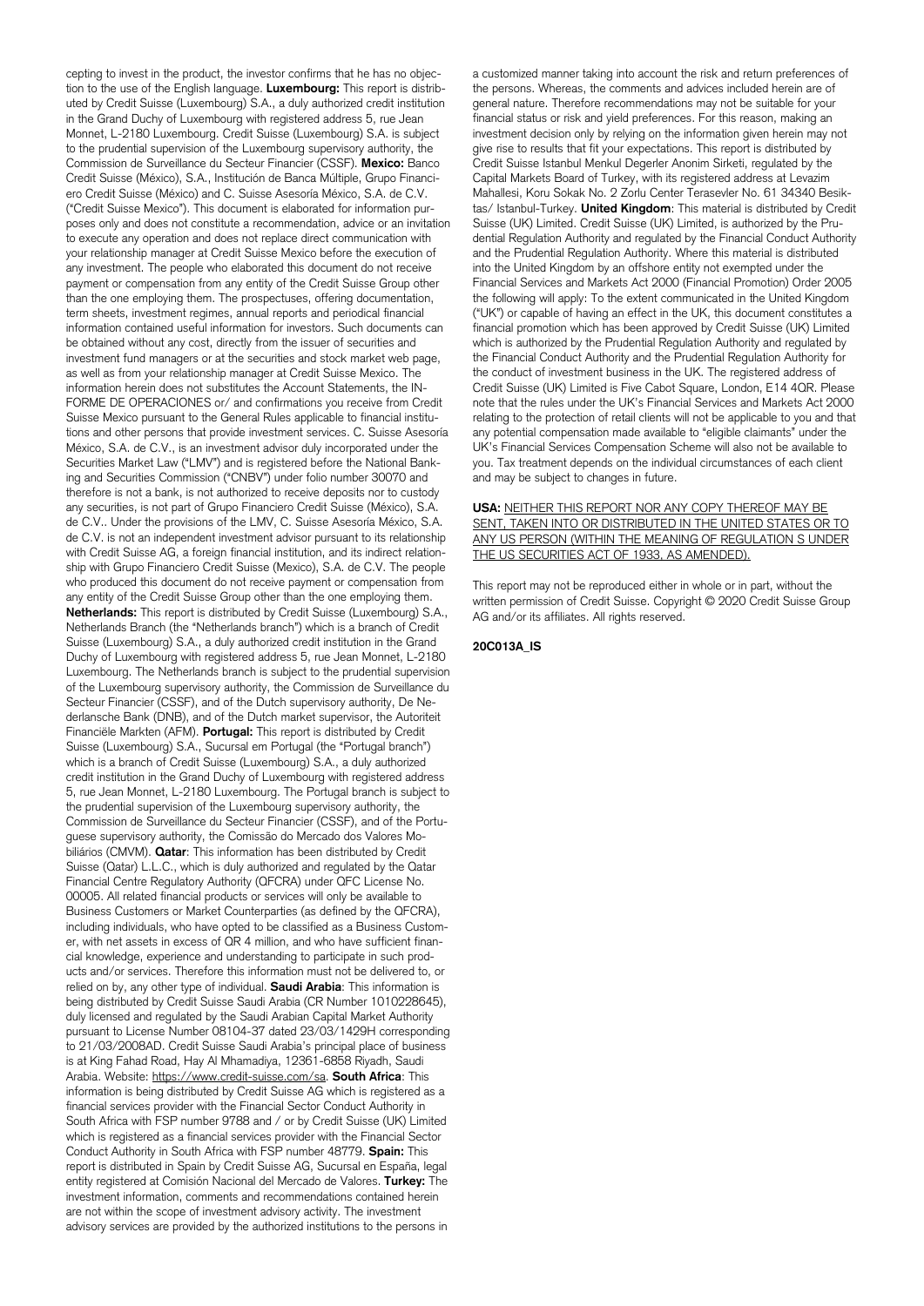cepting to invest in the product, the investor confirms that he has no objection to the use of the English language. **Luxembourg:** This report is distributed by Credit Suisse (Luxembourg) S.A., a duly authorized credit institution in the Grand Duchy of Luxembourg with registered address 5, rue Jean Monnet, L-2180 Luxembourg. Credit Suisse (Luxembourg) S.A. is subject to the prudential supervision of the Luxembourg supervisory authority, the Commission de Surveillance du Secteur Financier (CSSF). **Mexico:** Banco Credit Suisse (México), S.A., Institución de Banca Múltiple, Grupo Financiero Credit Suisse (México) and C. Suisse Asesoría México, S.A. de C.V. ("Credit Suisse Mexico"). This document is elaborated for information purposes only and does not constitute a recommendation, advice or an invitation to execute any operation and does not replace direct communication with your relationship manager at Credit Suisse Mexico before the execution of any investment. The people who elaborated this document do not receive payment or compensation from any entity of the Credit Suisse Group other than the one employing them. The prospectuses, offering documentation, term sheets, investment regimes, annual reports and periodical financial information contained useful information for investors. Such documents can be obtained without any cost, directly from the issuer of securities and investment fund managers or at the securities and stock market web page, as well as from your relationship manager at Credit Suisse Mexico. The information herein does not substitutes the Account Statements, the INFORME DE OPERACIONES or/ and confirmations you receive from Credit Suisse Mexico pursuant to the General Rules applicable to financial institutions and other persons that provide investment services. C. Suisse Asesoría México, S.A. de C.V., is an investment advisor duly incorporated under the Securities Market Law ("LMV") and is registered before the National Banking and Securities Commission ("CNBV") under folio number 30070 and therefore is not a bank, is not authorized to receive deposits nor to custody any securities, is not part of Grupo Financiero Credit Suisse (México), S.A. de C.V.. Under the provisions of the LMV, C. Suisse Asesoría México, S.A. de C.V. is not an independent investment advisor pursuant to its relationship with Credit Suisse AG, a foreign financial institution, and its indirect relationship with Grupo Financiero Credit Suisse (Mexico), S.A. de C.V. The people who produced this document do not receive payment or compensation from any entity of the Credit Suisse Group other than the one employing them. **Netherlands:** This report is distributed by Credit Suisse (Luxembourg) S.A., Netherlands Branch (the "Netherlands branch") which is a branch of Credit Suisse (Luxembourg) S.A., a duly authorized credit institution in the Grand Duchy of Luxembourg with registered address 5, rue Jean Monnet, L-2180 Luxembourg. The Netherlands branch is subject to the prudential supervision of the Luxembourg supervisory authority, the Commission de Surveillance du Secteur Financier (CSSF), and of the Dutch supervisory authority, De Nederlansche Bank (DNB), and of the Dutch market supervisor, the Autoriteit Financiële Markten (AFM). **Portugal:** This report is distributed by Credit Suisse (Luxembourg) S.A., Sucursal em Portugal (the "Portugal branch") which is a branch of Credit Suisse (Luxembourg) S.A., a duly authorized credit institution in the Grand Duchy of Luxembourg with registered address 5, rue Jean Monnet, L-2180 Luxembourg. The Portugal branch is subject to the prudential supervision of the Luxembourg supervisory authority, the Commission de Surveillance du Secteur Financier (CSSF), and of the Portuguese supervisory authority, the Comissão do Mercado dos Valores Mobiliários (CMVM). **Qatar**: This information has been distributed by Credit Suisse (Qatar) L.L.C., which is duly authorized and regulated by the Qatar Financial Centre Regulatory Authority (QFCRA) under QFC License No. 00005. All related financial products or services will only be available to Business Customers or Market Counterparties (as defined by the QFCRA), including individuals, who have opted to be classified as a Business Customer, with net assets in excess of QR 4 million, and who have sufficient financial knowledge, experience and understanding to participate in such products and/or services. Therefore this information must not be delivered to, or relied on by, any other type of individual. **Saudi Arabia**: This information is being distributed by Credit Suisse Saudi Arabia (CR Number 1010228645), duly licensed and regulated by the Saudi Arabian Capital Market Authority pursuant to License Number 08104-37 dated 23/03/1429H corresponding to 21/03/2008AD. Credit Suisse Saudi Arabia's principal place of business is at King Fahad Road, Hay Al Mhamadiya, 12361-6858 Riyadh, Saudi Arabia. Website: https://www.credit-suisse.com/sa. **South Africa**: This information is being distributed by Credit Suisse AG which is registered as a financial services provider with the Financial Sector Conduct Authority in South Africa with FSP number 9788 and / or by Credit Suisse (UK) Limited which is registered as a financial services provider with the Financial Sector Conduct Authority in South Africa with FSP number 48779. **Spain:** This report is distributed in Spain by Credit Suisse AG, Sucursal en España, legal entity registered at Comisión Nacional del Mercado de Valores. **Turkey:** The investment information, comments and recommendations contained herein are not within the scope of investment advisory activity. The investment advisory services are provided by the authorized institutions to the persons in a customized manner taking into account the risk and return preferences of the persons. Whereas, the comments and advices included herein are of general nature. Therefore recommendations may not be suitable for your financial status or risk and yield preferences. For this reason, making an investment decision only by relying on the information given herein may not give rise to results that fit your expectations. This report is distributed by Credit Suisse Istanbul Menkul Degerler Anonim Sirketi, regulated by the Capital Markets Board of Turkey, with its registered address at Levazim Mahallesi, Koru Sokak No. 2 Zorlu Center Terasevler No. 61 34340 Besiktas/ Istanbul-Turkey. **United Kingdom**: This material is distributed by Credit Suisse (UK) Limited. Credit Suisse (UK) Limited, is authorized by the Prudential Regulation Authority and regulated by the Financial Conduct Authority and the Prudential Regulation Authority. Where this material is distributed into the United Kingdom by an offshore entity not exempted under the Financial Services and Markets Act 2000 (Financial Promotion) Order 2005 the following will apply: To the extent communicated in the United Kingdom ("UK") or capable of having an effect in the UK, this document constitutes a financial promotion which has been approved by Credit Suisse (UK) Limited which is authorized by the Prudential Regulation Authority and regulated by the Financial Conduct Authority and the Prudential Regulation Authority for the conduct of investment business in the UK. The registered address of Credit Suisse (UK) Limited is Five Cabot Square, London, E14 4QR. Please note that the rules under the UK's Financial Services and Markets Act 2000 relating to the protection of retail clients will not be applicable to you and that any potential compensation made available to "eligible claimants" under the UK's Financial Services Compensation Scheme will also not be available to you. Tax treatment depends on the individual circumstances of each client and may be subject to changes in future.

**USA:** NEITHER THIS REPORT NOR ANY COPY THEREOF MAY BE SENT, TAKEN INTO OR DISTRIBUTED IN THE UNITED STATES OR TO ANY US PERSON (WITHIN THE MEANING OF REGULATION S UNDER THE US SECURITIES ACT OF 1933, AS AMENDED).

This report may not be reproduced either in whole or in part, without the written permission of Credit Suisse. Copyright © 2020 Credit Suisse Group AG and/or its affiliates. All rights reserved.

**20C013A_IS**